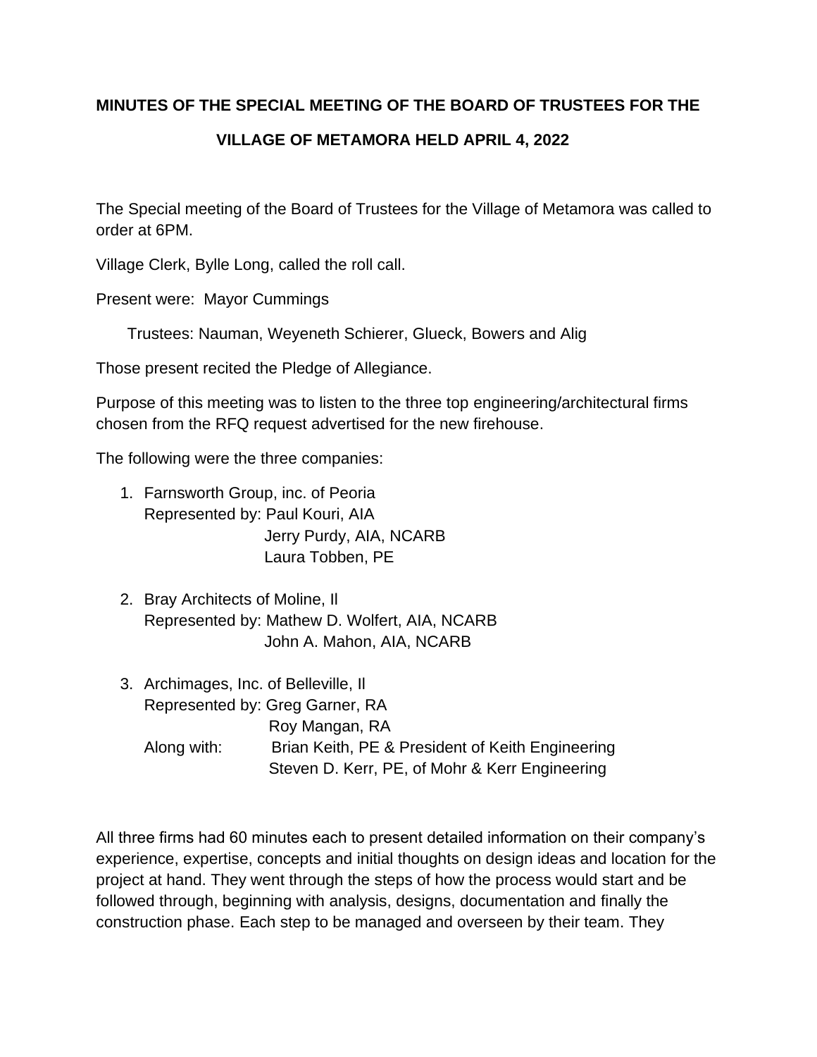**MINUTES OF THE SPECIAL MEETING OF THE BOARD OF TRUSTEES FOR THE VILLAGE OF METAMORA HELD APRIL 4, 2022**

The Special meeting of the Board of Trustees for the Village of Metamora was called to order at 6PM.

Village Clerk, Bylle Long, called the roll call.

Present were: Mayor Cummings

Trustees: Nauman, Weyeneth Schierer, Glueck, Bowers and Alig

Those present recited the Pledge of Allegiance.

Purpose of this meeting was to listen to the three top engineering/architectural firms chosen from the RFQ request advertised for the new firehouse.

The following were the three companies:

1. Farnsworth Group, inc. of Peoria
   Represented by: Paul Kouri, AIA
   Jerry Purdy, AIA, NCARB
   Laura Tobben, PE

2. Bray Architects of Moline, Il
   Represented by: Mathew D. Wolfert, AIA, NCARB
   John A. Mahon, AIA, NCARB

3. Archimages, Inc. of Belleville, Il
   Represented by: Greg Garner, RA
   Roy Mangan, RA
   Along with: Brian Keith, PE & President of Keith Engineering
   Steven D. Kerr, PE, of Mohr & Kerr Engineering

All three firms had 60 minutes each to present detailed information on their company's experience, expertise, concepts and initial thoughts on design ideas and location for the project at hand. They went through the steps of how the process would start and be followed through, beginning with analysis, designs, documentation and finally the construction phase. Each step to be managed and overseen by their team. They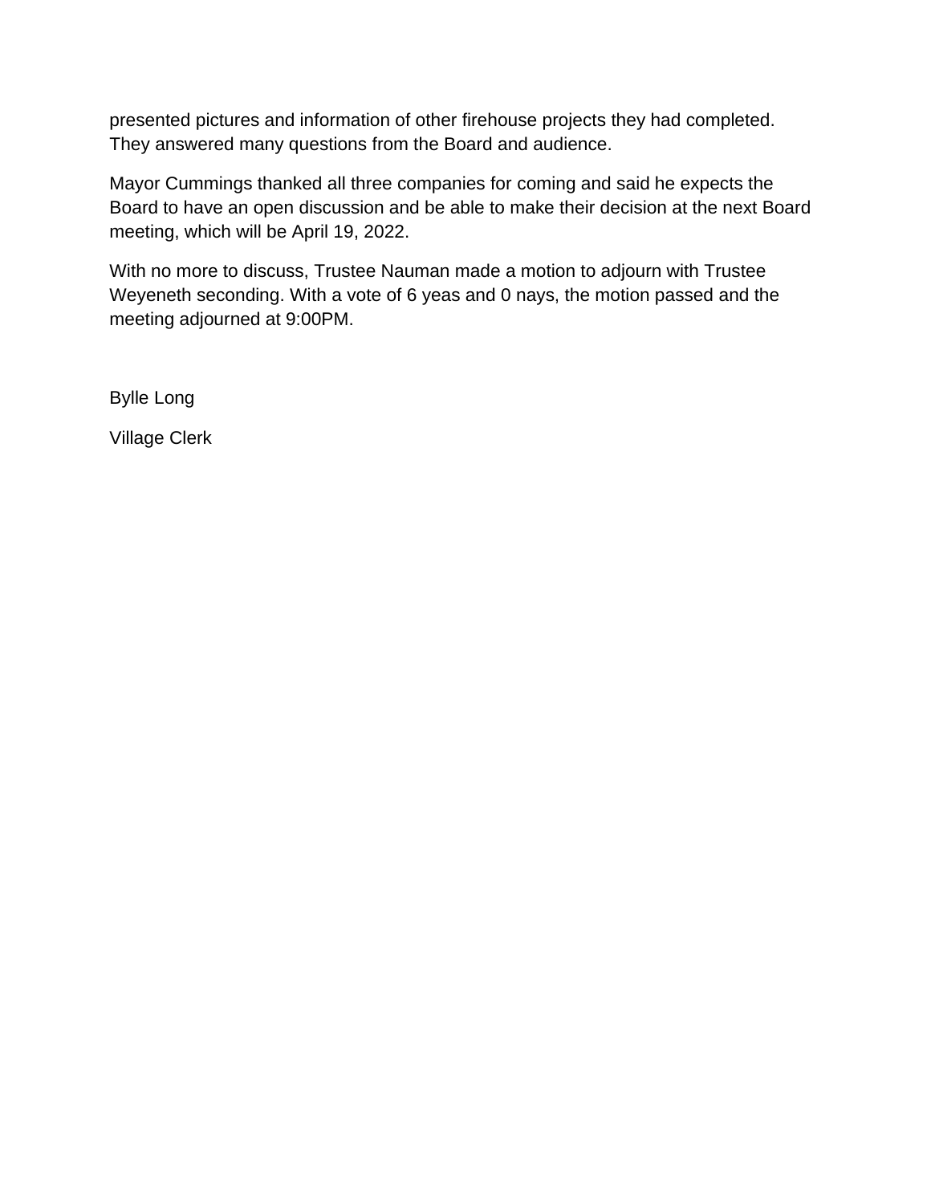presented pictures and information of other firehouse projects they had completed. They answered many questions from the Board and audience.

Mayor Cummings thanked all three companies for coming and said he expects the Board to have an open discussion and be able to make their decision at the next Board meeting, which will be April 19, 2022.

With no more to discuss, Trustee Nauman made a motion to adjourn with Trustee Weyeneth seconding. With a vote of 6 yeas and 0 nays, the motion passed and the meeting adjourned at 9:00PM.

Bylle Long

Village Clerk